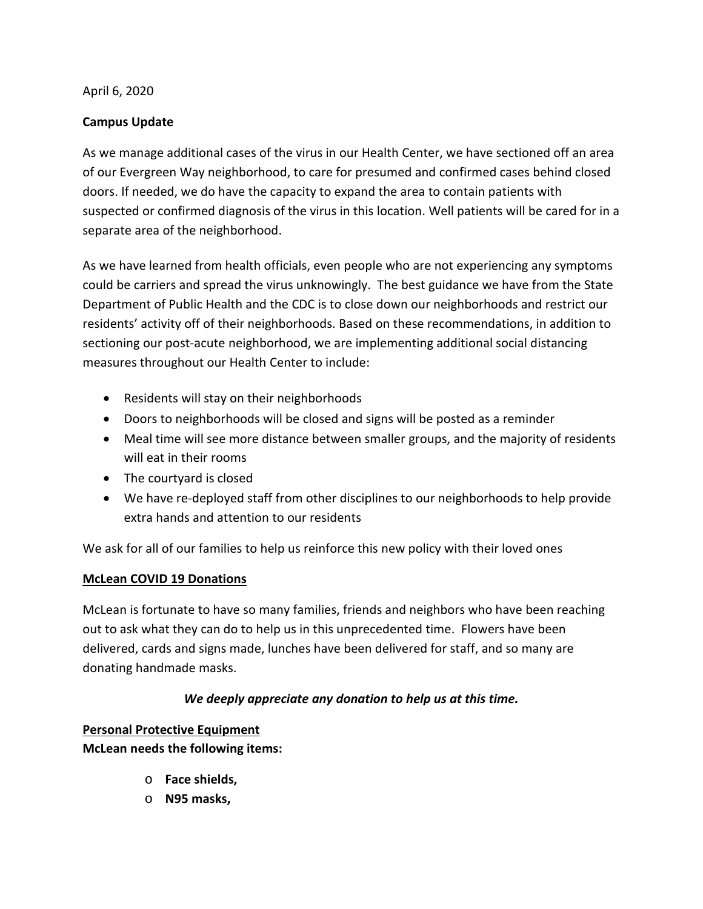April 6, 2020

**Campus Update**

As we manage additional cases of the virus in our Health Center, we have sectioned off an area of our Evergreen Way neighborhood, to care for presumed and confirmed cases behind closed doors. If needed, we do have the capacity to expand the area to contain patients with suspected or confirmed diagnosis of the virus in this location. Well patients will be cared for in a separate area of the neighborhood.

As we have learned from health officials, even people who are not experiencing any symptoms could be carriers and spread the virus unknowingly. The best guidance we have from the State Department of Public Health and the CDC is to close down our neighborhoods and restrict our residents' activity off of their neighborhoods. Based on these recommendations, in addition to sectioning our post-acute neighborhood, we are implementing additional social distancing measures throughout our Health Center to include:

- Residents will stay on their neighborhoods
- Doors to neighborhoods will be closed and signs will be posted as a reminder
- Meal time will see more distance between smaller groups, and the majority of residents will eat in their rooms
- The courtyard is closed
- We have re-deployed staff from other disciplines to our neighborhoods to help provide extra hands and attention to our residents

We ask for all of our families to help us reinforce this new policy with their loved ones

**<u>McLean COVID 19 Donations</u>**

McLean is fortunate to have so many families, friends and neighbors who have been reaching out to ask what they can do to help us in this unprecedented time. Flowers have been delivered, cards and signs made, lunches have been delivered for staff, and so many are donating handmade masks.

***We deeply appreciate any donation to help us at this time.***

**<u>Personal Protective Equipment</u>**
**McLean needs the following items:**

- **Face shields,**
- **N95 masks,**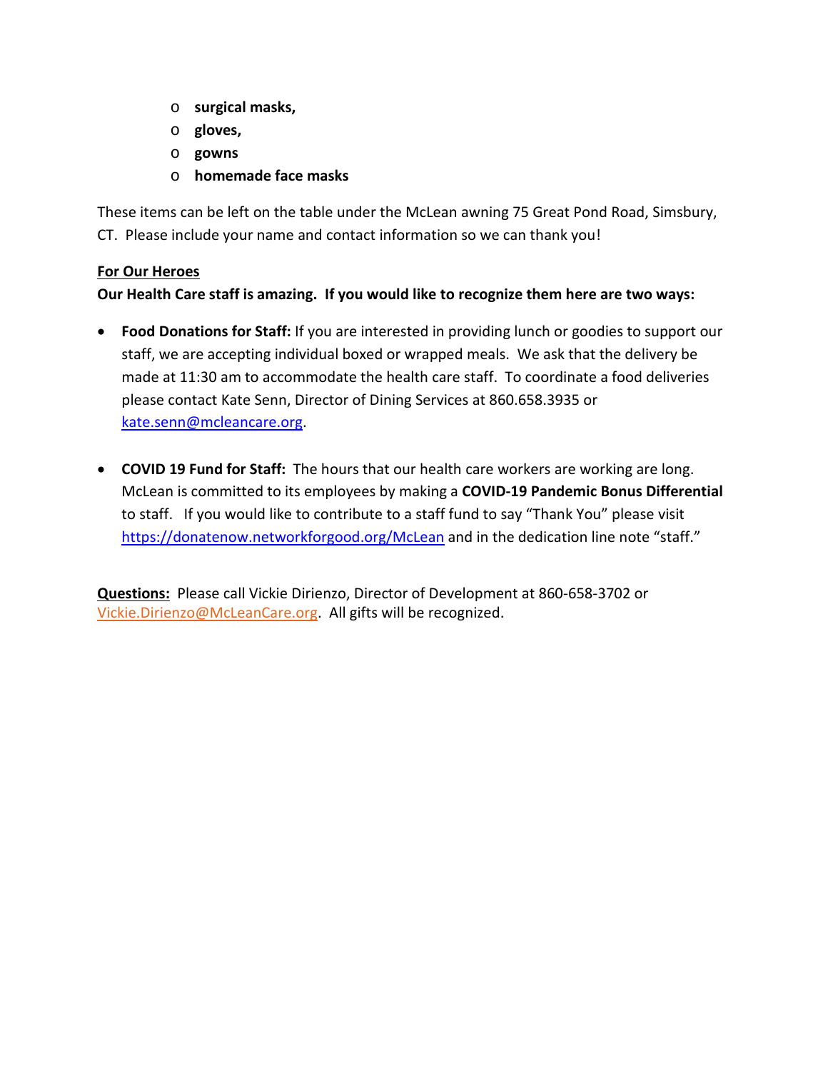- **surgical masks,**
- **gloves,**
- **gowns**
- **homemade face masks**

These items can be left on the table under the McLean awning 75 Great Pond Road, Simsbury, CT. Please include your name and contact information so we can thank you!

**<u>For Our Heroes</u>**

**Our Health Care staff is amazing. If you would like to recognize them here are two ways:**

- **Food Donations for Staff:** If you are interested in providing lunch or goodies to support our staff, we are accepting individual boxed or wrapped meals. We ask that the delivery be made at 11:30 am to accommodate the health care staff. To coordinate a food deliveries please contact Kate Senn, Director of Dining Services at 860.658.3935 or kate.senn@mcleancare.org.

- **COVID 19 Fund for Staff:** The hours that our health care workers are working are long. McLean is committed to its employees by making a **COVID-19 Pandemic Bonus Differential** to staff. If you would like to contribute to a staff fund to say "Thank You" please visit https://donatenow.networkforgood.org/McLean and in the dedication line note "staff."

**<u>Questions:</u>** Please call Vickie Dirienzo, Director of Development at 860-658-3702 or Vickie.Dirienzo@McLeanCare.org. All gifts will be recognized.